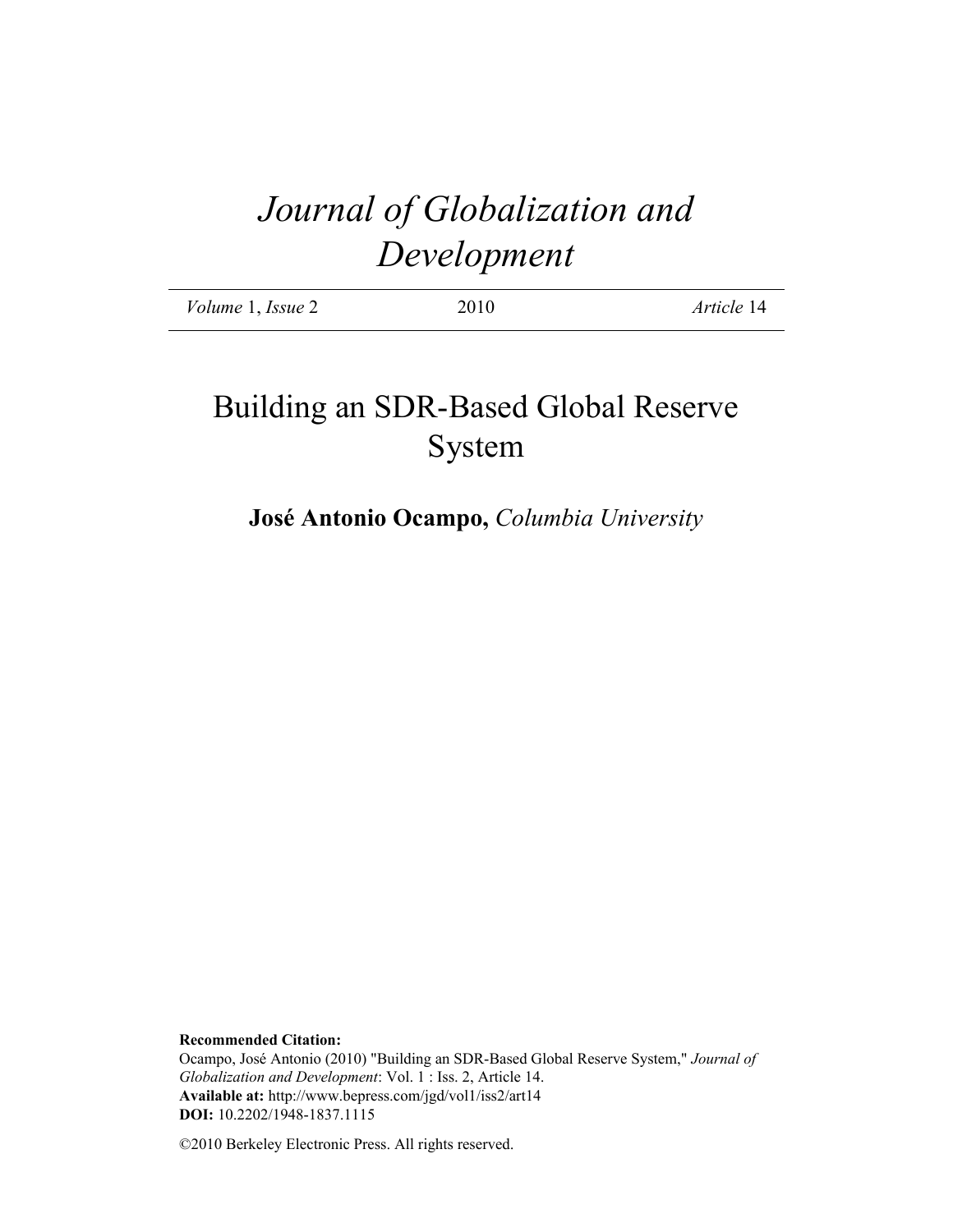# *Journal of Globalization and Development*

| *Volume* 1, *Issue* 2 | 2010 | *Article* 14 |
|---|---|---|

## Building an SDR-Based Global Reserve System

**José Antonio Ocampo,** *Columbia University*

**Recommended Citation:**
Ocampo, José Antonio (2010) "Building an SDR-Based Global Reserve System," *Journal of Globalization and Development*: Vol. 1 : Iss. 2, Article 14.
**Available at:** http://www.bepress.com/jgd/vol1/iss2/art14
**DOI:** 10.2202/1948-1837.1115

©2010 Berkeley Electronic Press. All rights reserved.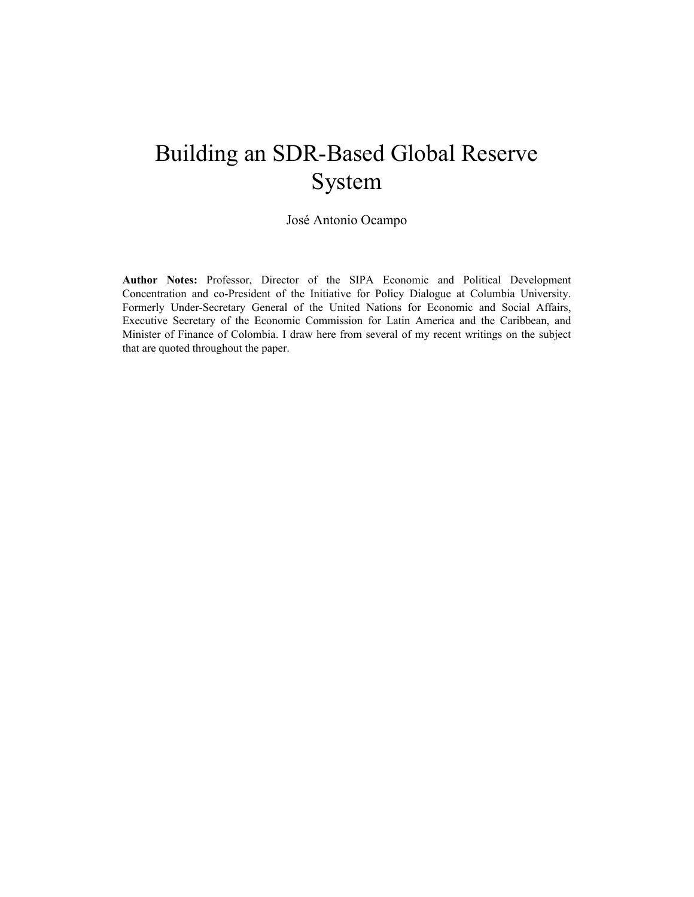# Building an SDR-Based Global Reserve System

José Antonio Ocampo

**Author Notes:** Professor, Director of the SIPA Economic and Political Development Concentration and co-President of the Initiative for Policy Dialogue at Columbia University. Formerly Under-Secretary General of the United Nations for Economic and Social Affairs, Executive Secretary of the Economic Commission for Latin America and the Caribbean, and Minister of Finance of Colombia. I draw here from several of my recent writings on the subject that are quoted throughout the paper.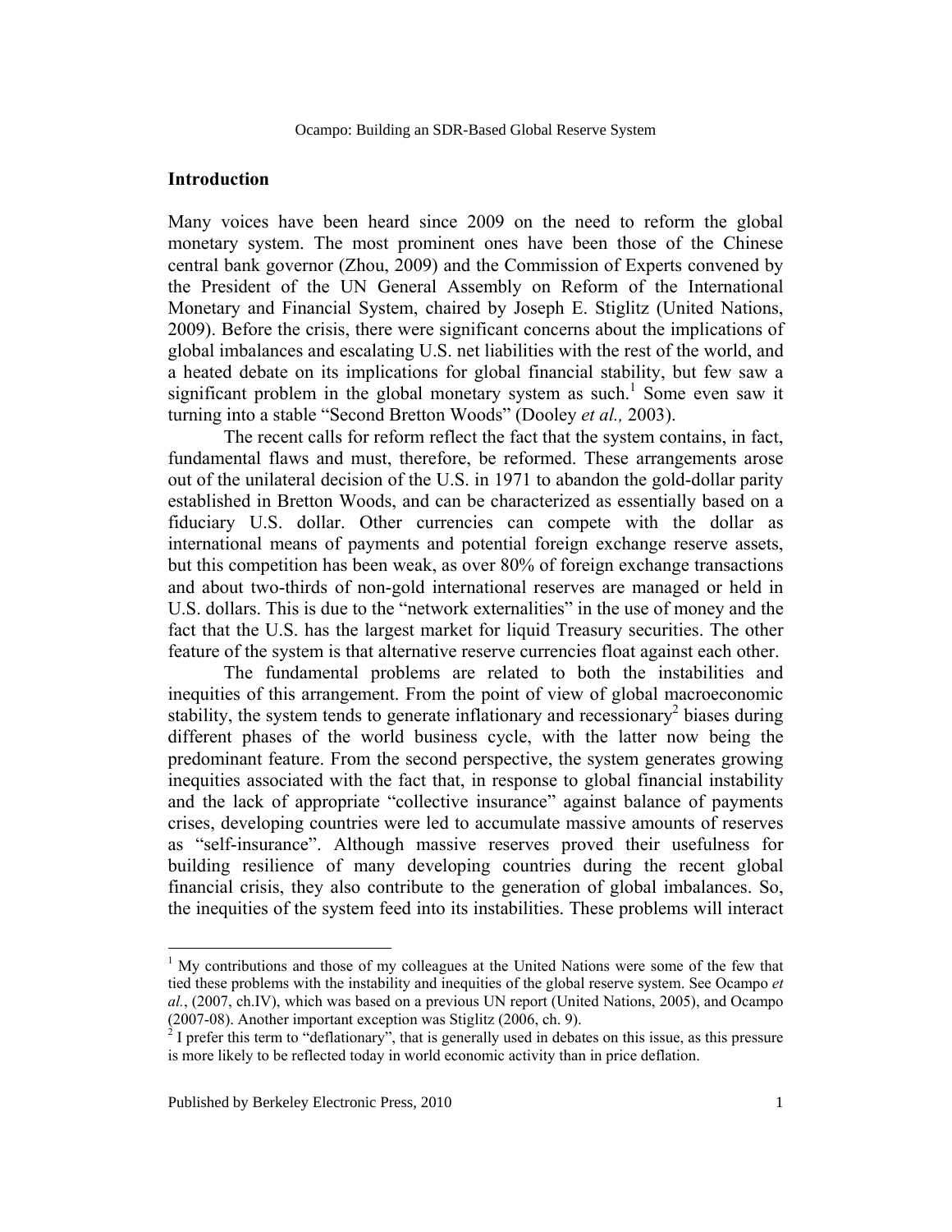## Introduction

Many voices have been heard since 2009 on the need to reform the global monetary system. The most prominent ones have been those of the Chinese central bank governor (Zhou, 2009) and the Commission of Experts convened by the President of the UN General Assembly on Reform of the International Monetary and Financial System, chaired by Joseph E. Stiglitz (United Nations, 2009). Before the crisis, there were significant concerns about the implications of global imbalances and escalating U.S. net liabilities with the rest of the world, and a heated debate on its implications for global financial stability, but few saw a significant problem in the global monetary system as such.[1] Some even saw it turning into a stable "Second Bretton Woods" (Dooley *et al.,* 2003).

The recent calls for reform reflect the fact that the system contains, in fact, fundamental flaws and must, therefore, be reformed. These arrangements arose out of the unilateral decision of the U.S. in 1971 to abandon the gold-dollar parity established in Bretton Woods, and can be characterized as essentially based on a fiduciary U.S. dollar. Other currencies can compete with the dollar as international means of payments and potential foreign exchange reserve assets, but this competition has been weak, as over 80% of foreign exchange transactions and about two-thirds of non-gold international reserves are managed or held in U.S. dollars. This is due to the "network externalities" in the use of money and the fact that the U.S. has the largest market for liquid Treasury securities. The other feature of the system is that alternative reserve currencies float against each other.

The fundamental problems are related to both the instabilities and inequities of this arrangement. From the point of view of global macroeconomic stability, the system tends to generate inflationary and recessionary[2] biases during different phases of the world business cycle, with the latter now being the predominant feature. From the second perspective, the system generates growing inequities associated with the fact that, in response to global financial instability and the lack of appropriate "collective insurance" against balance of payments crises, developing countries were led to accumulate massive amounts of reserves as "self-insurance". Although massive reserves proved their usefulness for building resilience of many developing countries during the recent global financial crisis, they also contribute to the generation of global imbalances. So, the inequities of the system feed into its instabilities. These problems will interact

---

[1] My contributions and those of my colleagues at the United Nations were some of the few that tied these problems with the instability and inequities of the global reserve system. See Ocampo *et al.*, (2007, ch.IV), which was based on a previous UN report (United Nations, 2005), and Ocampo (2007-08). Another important exception was Stiglitz (2006, ch. 9).

[2] I prefer this term to "deflationary", that is generally used in debates on this issue, as this pressure is more likely to be reflected today in world economic activity than in price deflation.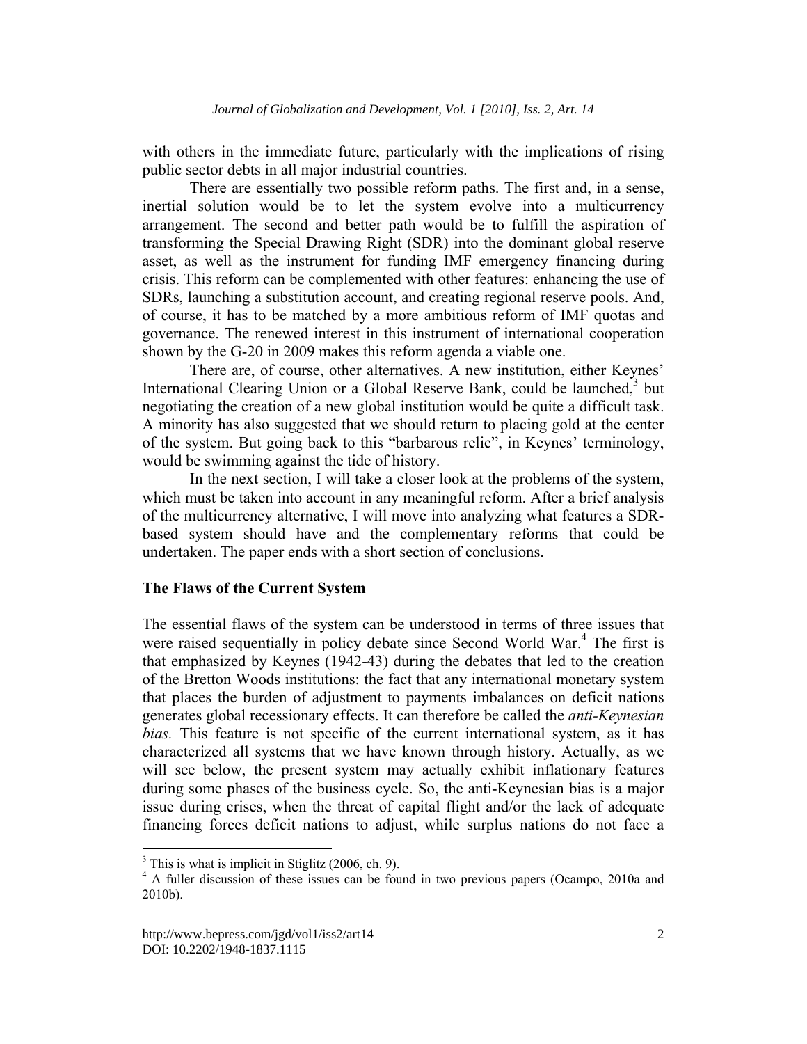with others in the immediate future, particularly with the implications of rising public sector debts in all major industrial countries.

There are essentially two possible reform paths. The first and, in a sense, inertial solution would be to let the system evolve into a multicurrency arrangement. The second and better path would be to fulfill the aspiration of transforming the Special Drawing Right (SDR) into the dominant global reserve asset, as well as the instrument for funding IMF emergency financing during crisis. This reform can be complemented with other features: enhancing the use of SDRs, launching a substitution account, and creating regional reserve pools. And, of course, it has to be matched by a more ambitious reform of IMF quotas and governance. The renewed interest in this instrument of international cooperation shown by the G-20 in 2009 makes this reform agenda a viable one.

There are, of course, other alternatives. A new institution, either Keynes' International Clearing Union or a Global Reserve Bank, could be launched,[3] but negotiating the creation of a new global institution would be quite a difficult task. A minority has also suggested that we should return to placing gold at the center of the system. But going back to this "barbarous relic", in Keynes' terminology, would be swimming against the tide of history.

In the next section, I will take a closer look at the problems of the system, which must be taken into account in any meaningful reform. After a brief analysis of the multicurrency alternative, I will move into analyzing what features a SDR-based system should have and the complementary reforms that could be undertaken. The paper ends with a short section of conclusions.

## The Flaws of the Current System

The essential flaws of the system can be understood in terms of three issues that were raised sequentially in policy debate since Second World War.[4] The first is that emphasized by Keynes (1942-43) during the debates that led to the creation of the Bretton Woods institutions: the fact that any international monetary system that places the burden of adjustment to payments imbalances on deficit nations generates global recessionary effects. It can therefore be called the *anti-Keynesian bias.* This feature is not specific of the current international system, as it has characterized all systems that we have known through history. Actually, as we will see below, the present system may actually exhibit inflationary features during some phases of the business cycle. So, the anti-Keynesian bias is a major issue during crises, when the threat of capital flight and/or the lack of adequate financing forces deficit nations to adjust, while surplus nations do not face a

---

[3] This is what is implicit in Stiglitz (2006, ch. 9).

[4] A fuller discussion of these issues can be found in two previous papers (Ocampo, 2010a and 2010b).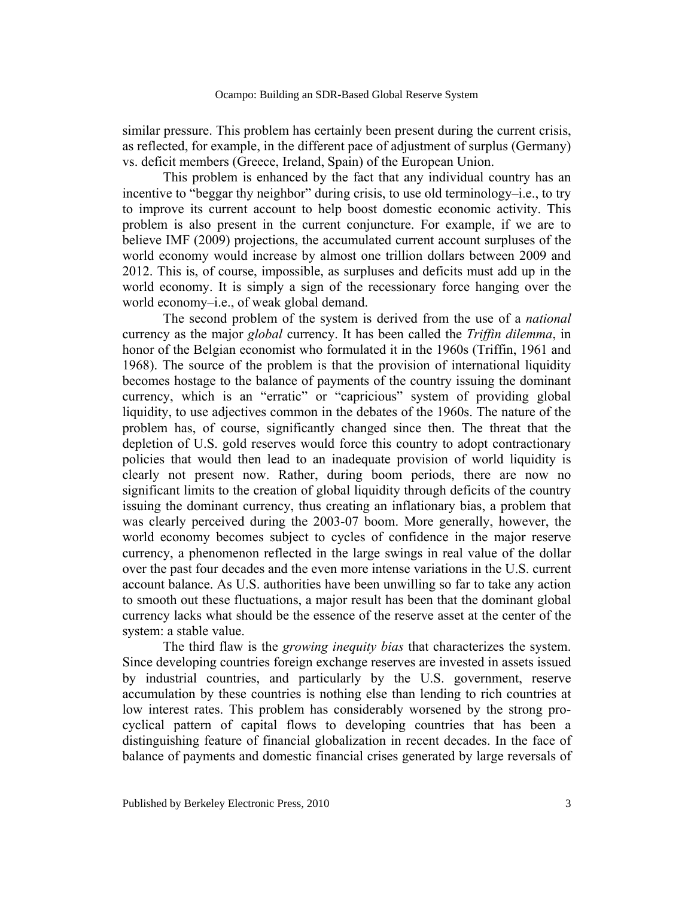similar pressure. This problem has certainly been present during the current crisis, as reflected, for example, in the different pace of adjustment of surplus (Germany) vs. deficit members (Greece, Ireland, Spain) of the European Union.

This problem is enhanced by the fact that any individual country has an incentive to "beggar thy neighbor" during crisis, to use old terminology–i.e., to try to improve its current account to help boost domestic economic activity. This problem is also present in the current conjuncture. For example, if we are to believe IMF (2009) projections, the accumulated current account surpluses of the world economy would increase by almost one trillion dollars between 2009 and 2012. This is, of course, impossible, as surpluses and deficits must add up in the world economy. It is simply a sign of the recessionary force hanging over the world economy–i.e., of weak global demand.

The second problem of the system is derived from the use of a *national* currency as the major *global* currency. It has been called the *Triffin dilemma*, in honor of the Belgian economist who formulated it in the 1960s (Triffin, 1961 and 1968). The source of the problem is that the provision of international liquidity becomes hostage to the balance of payments of the country issuing the dominant currency, which is an "erratic" or "capricious" system of providing global liquidity, to use adjectives common in the debates of the 1960s. The nature of the problem has, of course, significantly changed since then. The threat that the depletion of U.S. gold reserves would force this country to adopt contractionary policies that would then lead to an inadequate provision of world liquidity is clearly not present now. Rather, during boom periods, there are now no significant limits to the creation of global liquidity through deficits of the country issuing the dominant currency, thus creating an inflationary bias, a problem that was clearly perceived during the 2003-07 boom. More generally, however, the world economy becomes subject to cycles of confidence in the major reserve currency, a phenomenon reflected in the large swings in real value of the dollar over the past four decades and the even more intense variations in the U.S. current account balance. As U.S. authorities have been unwilling so far to take any action to smooth out these fluctuations, a major result has been that the dominant global currency lacks what should be the essence of the reserve asset at the center of the system: a stable value.

The third flaw is the *growing inequity bias* that characterizes the system. Since developing countries foreign exchange reserves are invested in assets issued by industrial countries, and particularly by the U.S. government, reserve accumulation by these countries is nothing else than lending to rich countries at low interest rates. This problem has considerably worsened by the strong pro-cyclical pattern of capital flows to developing countries that has been a distinguishing feature of financial globalization in recent decades. In the face of balance of payments and domestic financial crises generated by large reversals of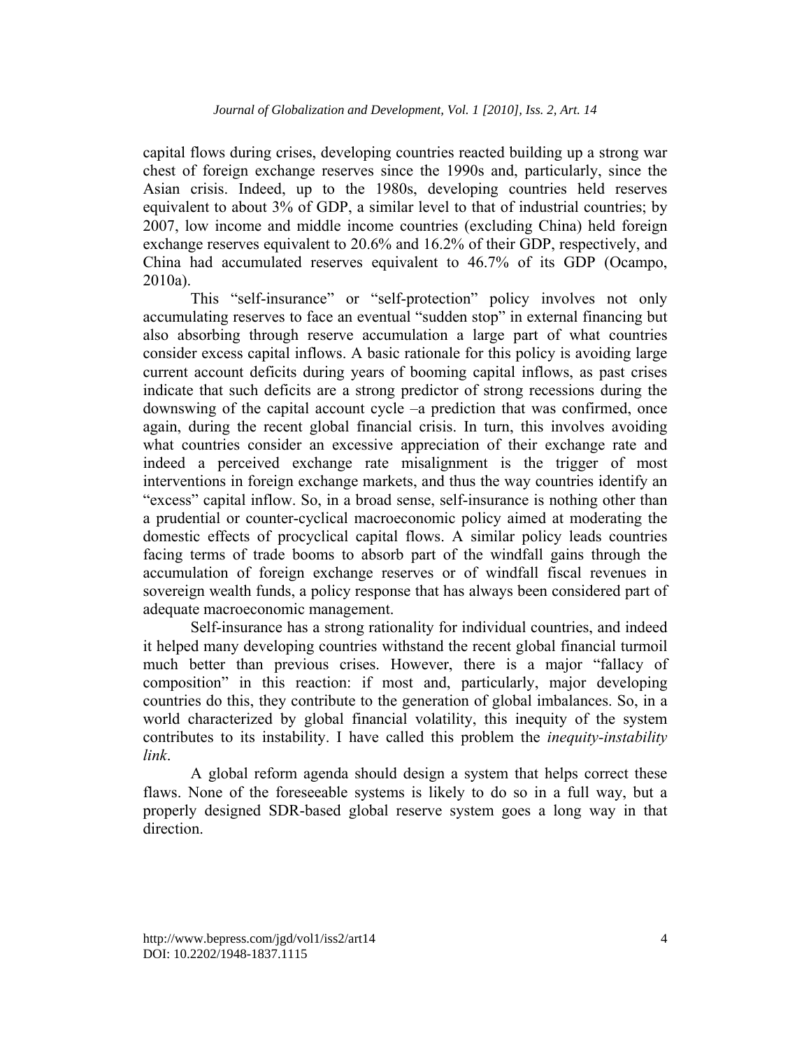capital flows during crises, developing countries reacted building up a strong war chest of foreign exchange reserves since the 1990s and, particularly, since the Asian crisis. Indeed, up to the 1980s, developing countries held reserves equivalent to about 3% of GDP, a similar level to that of industrial countries; by 2007, low income and middle income countries (excluding China) held foreign exchange reserves equivalent to 20.6% and 16.2% of their GDP, respectively, and China had accumulated reserves equivalent to 46.7% of its GDP (Ocampo, 2010a).

This "self-insurance" or "self-protection" policy involves not only accumulating reserves to face an eventual "sudden stop" in external financing but also absorbing through reserve accumulation a large part of what countries consider excess capital inflows. A basic rationale for this policy is avoiding large current account deficits during years of booming capital inflows, as past crises indicate that such deficits are a strong predictor of strong recessions during the downswing of the capital account cycle –a prediction that was confirmed, once again, during the recent global financial crisis. In turn, this involves avoiding what countries consider an excessive appreciation of their exchange rate and indeed a perceived exchange rate misalignment is the trigger of most interventions in foreign exchange markets, and thus the way countries identify an "excess" capital inflow. So, in a broad sense, self-insurance is nothing other than a prudential or counter-cyclical macroeconomic policy aimed at moderating the domestic effects of procyclical capital flows. A similar policy leads countries facing terms of trade booms to absorb part of the windfall gains through the accumulation of foreign exchange reserves or of windfall fiscal revenues in sovereign wealth funds, a policy response that has always been considered part of adequate macroeconomic management.

Self-insurance has a strong rationality for individual countries, and indeed it helped many developing countries withstand the recent global financial turmoil much better than previous crises. However, there is a major "fallacy of composition" in this reaction: if most and, particularly, major developing countries do this, they contribute to the generation of global imbalances. So, in a world characterized by global financial volatility, this inequity of the system contributes to its instability. I have called this problem the *inequity-instability link*.

A global reform agenda should design a system that helps correct these flaws. None of the foreseeable systems is likely to do so in a full way, but a properly designed SDR-based global reserve system goes a long way in that direction.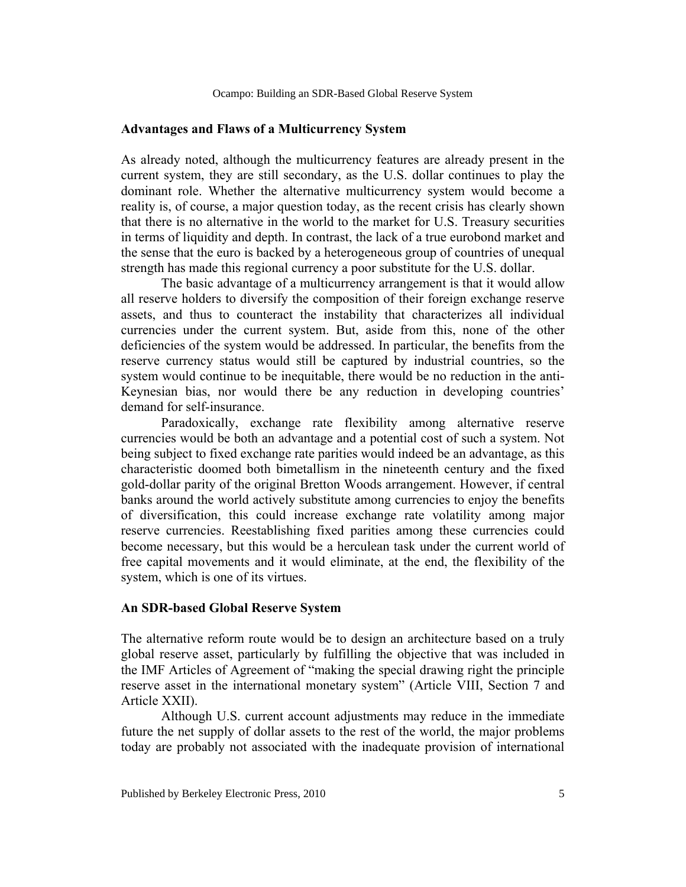## Advantages and Flaws of a Multicurrency System

As already noted, although the multicurrency features are already present in the current system, they are still secondary, as the U.S. dollar continues to play the dominant role. Whether the alternative multicurrency system would become a reality is, of course, a major question today, as the recent crisis has clearly shown that there is no alternative in the world to the market for U.S. Treasury securities in terms of liquidity and depth. In contrast, the lack of a true eurobond market and the sense that the euro is backed by a heterogeneous group of countries of unequal strength has made this regional currency a poor substitute for the U.S. dollar.

The basic advantage of a multicurrency arrangement is that it would allow all reserve holders to diversify the composition of their foreign exchange reserve assets, and thus to counteract the instability that characterizes all individual currencies under the current system. But, aside from this, none of the other deficiencies of the system would be addressed. In particular, the benefits from the reserve currency status would still be captured by industrial countries, so the system would continue to be inequitable, there would be no reduction in the anti-Keynesian bias, nor would there be any reduction in developing countries' demand for self-insurance.

Paradoxically, exchange rate flexibility among alternative reserve currencies would be both an advantage and a potential cost of such a system. Not being subject to fixed exchange rate parities would indeed be an advantage, as this characteristic doomed both bimetallism in the nineteenth century and the fixed gold-dollar parity of the original Bretton Woods arrangement. However, if central banks around the world actively substitute among currencies to enjoy the benefits of diversification, this could increase exchange rate volatility among major reserve currencies. Reestablishing fixed parities among these currencies could become necessary, but this would be a herculean task under the current world of free capital movements and it would eliminate, at the end, the flexibility of the system, which is one of its virtues.

## An SDR-based Global Reserve System

The alternative reform route would be to design an architecture based on a truly global reserve asset, particularly by fulfilling the objective that was included in the IMF Articles of Agreement of "making the special drawing right the principle reserve asset in the international monetary system" (Article VIII, Section 7 and Article XXII).

Although U.S. current account adjustments may reduce in the immediate future the net supply of dollar assets to the rest of the world, the major problems today are probably not associated with the inadequate provision of international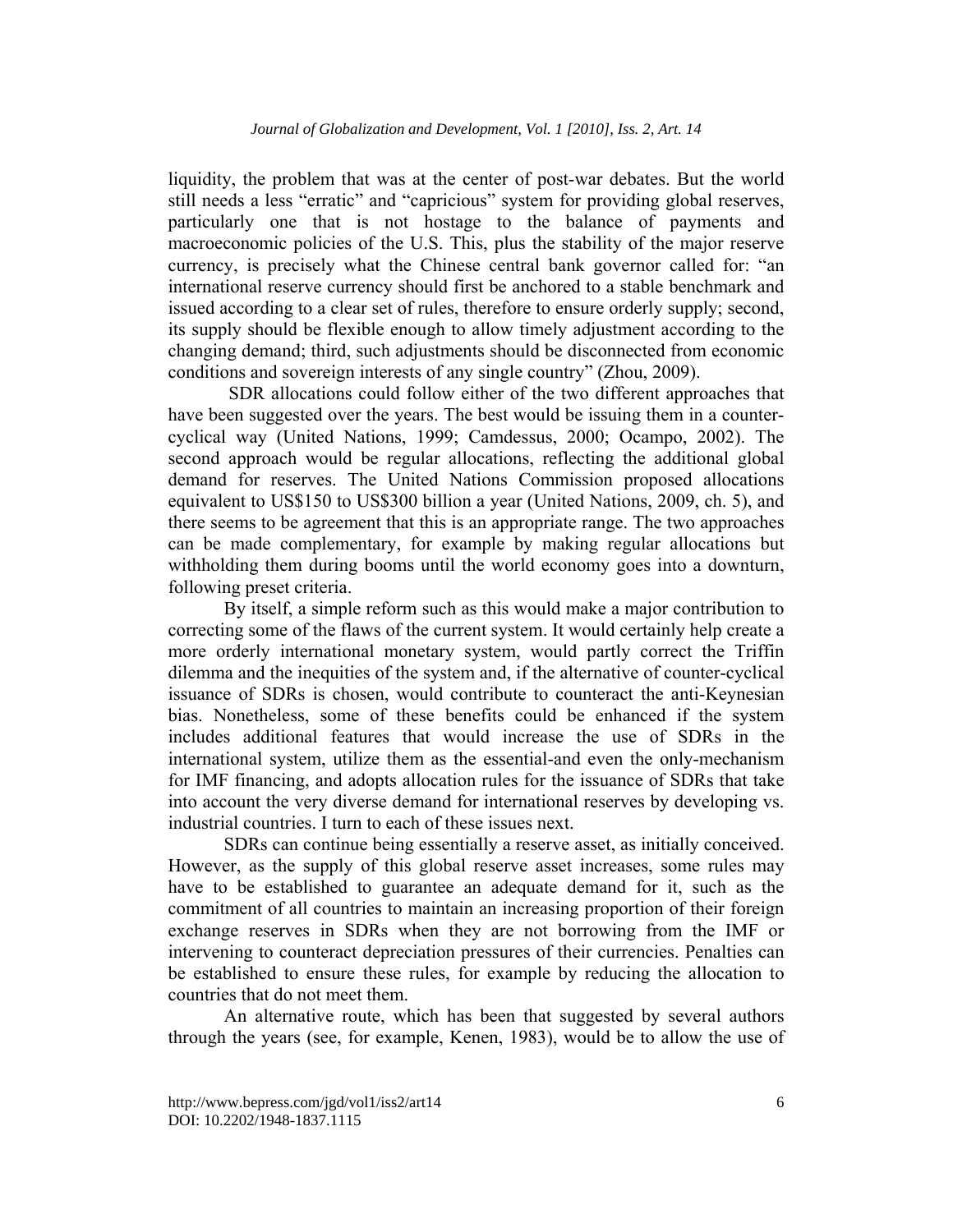liquidity, the problem that was at the center of post-war debates. But the world still needs a less "erratic" and "capricious" system for providing global reserves, particularly one that is not hostage to the balance of payments and macroeconomic policies of the U.S. This, plus the stability of the major reserve currency, is precisely what the Chinese central bank governor called for: "an international reserve currency should first be anchored to a stable benchmark and issued according to a clear set of rules, therefore to ensure orderly supply; second, its supply should be flexible enough to allow timely adjustment according to the changing demand; third, such adjustments should be disconnected from economic conditions and sovereign interests of any single country" (Zhou, 2009).

SDR allocations could follow either of the two different approaches that have been suggested over the years. The best would be issuing them in a counter-cyclical way (United Nations, 1999; Camdessus, 2000; Ocampo, 2002). The second approach would be regular allocations, reflecting the additional global demand for reserves. The United Nations Commission proposed allocations equivalent to US$150 to US$300 billion a year (United Nations, 2009, ch. 5), and there seems to be agreement that this is an appropriate range. The two approaches can be made complementary, for example by making regular allocations but withholding them during booms until the world economy goes into a downturn, following preset criteria.

By itself, a simple reform such as this would make a major contribution to correcting some of the flaws of the current system. It would certainly help create a more orderly international monetary system, would partly correct the Triffin dilemma and the inequities of the system and, if the alternative of counter-cyclical issuance of SDRs is chosen, would contribute to counteract the anti-Keynesian bias. Nonetheless, some of these benefits could be enhanced if the system includes additional features that would increase the use of SDRs in the international system, utilize them as the essential-and even the only-mechanism for IMF financing, and adopts allocation rules for the issuance of SDRs that take into account the very diverse demand for international reserves by developing vs. industrial countries. I turn to each of these issues next.

SDRs can continue being essentially a reserve asset, as initially conceived. However, as the supply of this global reserve asset increases, some rules may have to be established to guarantee an adequate demand for it, such as the commitment of all countries to maintain an increasing proportion of their foreign exchange reserves in SDRs when they are not borrowing from the IMF or intervening to counteract depreciation pressures of their currencies. Penalties can be established to ensure these rules, for example by reducing the allocation to countries that do not meet them.

An alternative route, which has been that suggested by several authors through the years (see, for example, Kenen, 1983), would be to allow the use of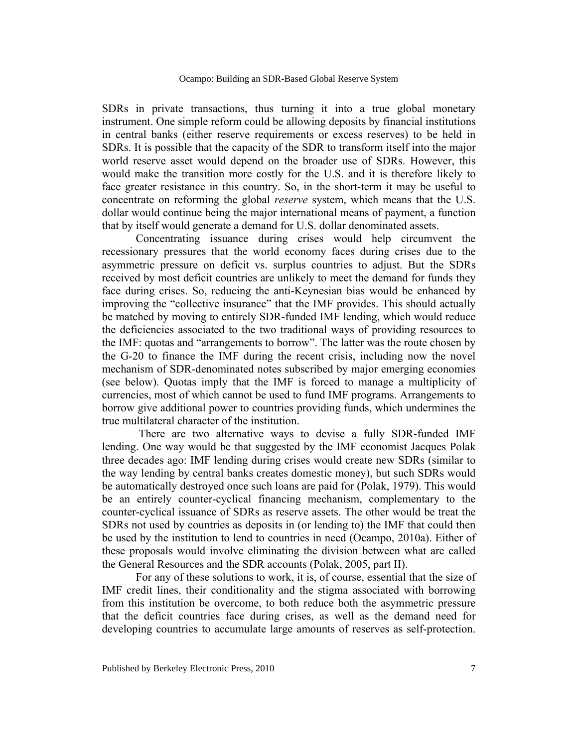SDRs in private transactions, thus turning it into a true global monetary instrument. One simple reform could be allowing deposits by financial institutions in central banks (either reserve requirements or excess reserves) to be held in SDRs. It is possible that the capacity of the SDR to transform itself into the major world reserve asset would depend on the broader use of SDRs. However, this would make the transition more costly for the U.S. and it is therefore likely to face greater resistance in this country. So, in the short-term it may be useful to concentrate on reforming the global *reserve* system, which means that the U.S. dollar would continue being the major international means of payment, a function that by itself would generate a demand for U.S. dollar denominated assets.

Concentrating issuance during crises would help circumvent the recessionary pressures that the world economy faces during crises due to the asymmetric pressure on deficit vs. surplus countries to adjust. But the SDRs received by most deficit countries are unlikely to meet the demand for funds they face during crises. So, reducing the anti-Keynesian bias would be enhanced by improving the "collective insurance" that the IMF provides. This should actually be matched by moving to entirely SDR-funded IMF lending, which would reduce the deficiencies associated to the two traditional ways of providing resources to the IMF: quotas and "arrangements to borrow". The latter was the route chosen by the G-20 to finance the IMF during the recent crisis, including now the novel mechanism of SDR-denominated notes subscribed by major emerging economies (see below). Quotas imply that the IMF is forced to manage a multiplicity of currencies, most of which cannot be used to fund IMF programs. Arrangements to borrow give additional power to countries providing funds, which undermines the true multilateral character of the institution.

There are two alternative ways to devise a fully SDR-funded IMF lending. One way would be that suggested by the IMF economist Jacques Polak three decades ago: IMF lending during crises would create new SDRs (similar to the way lending by central banks creates domestic money), but such SDRs would be automatically destroyed once such loans are paid for (Polak, 1979). This would be an entirely counter-cyclical financing mechanism, complementary to the counter-cyclical issuance of SDRs as reserve assets. The other would be treat the SDRs not used by countries as deposits in (or lending to) the IMF that could then be used by the institution to lend to countries in need (Ocampo, 2010a). Either of these proposals would involve eliminating the division between what are called the General Resources and the SDR accounts (Polak, 2005, part II).

For any of these solutions to work, it is, of course, essential that the size of IMF credit lines, their conditionality and the stigma associated with borrowing from this institution be overcome, to both reduce both the asymmetric pressure that the deficit countries face during crises, as well as the demand need for developing countries to accumulate large amounts of reserves as self-protection.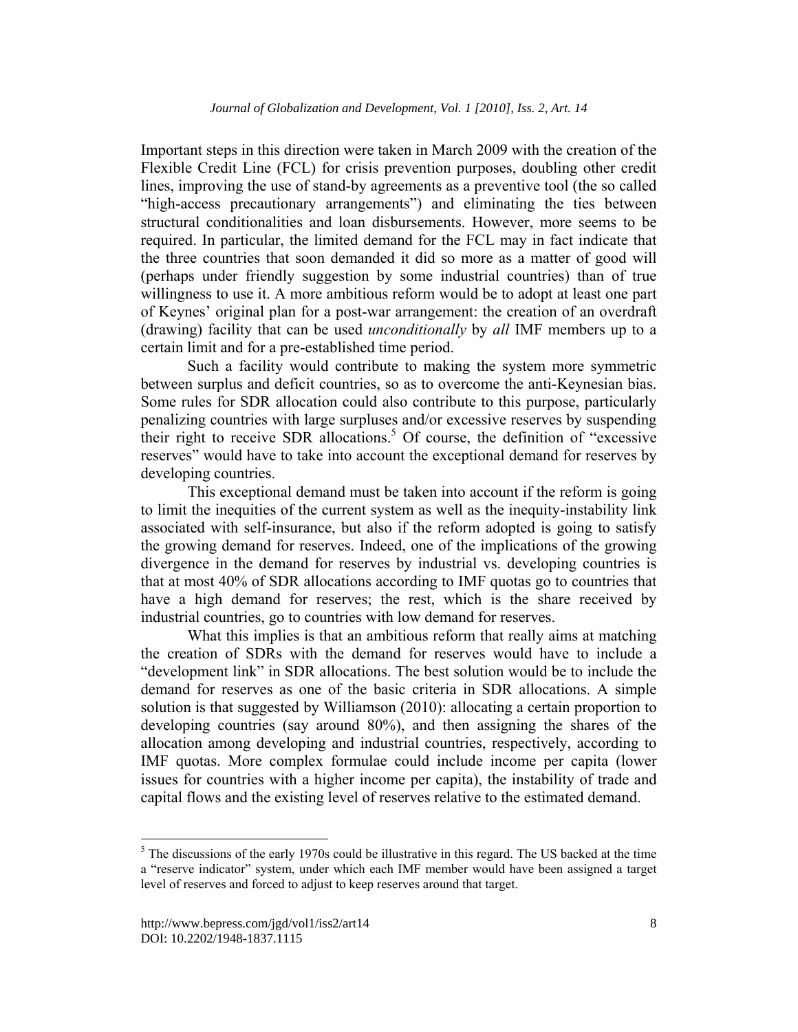Important steps in this direction were taken in March 2009 with the creation of the Flexible Credit Line (FCL) for crisis prevention purposes, doubling other credit lines, improving the use of stand-by agreements as a preventive tool (the so called "high-access precautionary arrangements") and eliminating the ties between structural conditionalities and loan disbursements. However, more seems to be required. In particular, the limited demand for the FCL may in fact indicate that the three countries that soon demanded it did so more as a matter of good will (perhaps under friendly suggestion by some industrial countries) than of true willingness to use it. A more ambitious reform would be to adopt at least one part of Keynes' original plan for a post-war arrangement: the creation of an overdraft (drawing) facility that can be used *unconditionally* by *all* IMF members up to a certain limit and for a pre-established time period.

Such a facility would contribute to making the system more symmetric between surplus and deficit countries, so as to overcome the anti-Keynesian bias. Some rules for SDR allocation could also contribute to this purpose, particularly penalizing countries with large surpluses and/or excessive reserves by suspending their right to receive SDR allocations.[5] Of course, the definition of "excessive reserves" would have to take into account the exceptional demand for reserves by developing countries.

This exceptional demand must be taken into account if the reform is going to limit the inequities of the current system as well as the inequity-instability link associated with self-insurance, but also if the reform adopted is going to satisfy the growing demand for reserves. Indeed, one of the implications of the growing divergence in the demand for reserves by industrial vs. developing countries is that at most 40% of SDR allocations according to IMF quotas go to countries that have a high demand for reserves; the rest, which is the share received by industrial countries, go to countries with low demand for reserves.

What this implies is that an ambitious reform that really aims at matching the creation of SDRs with the demand for reserves would have to include a "development link" in SDR allocations. The best solution would be to include the demand for reserves as one of the basic criteria in SDR allocations. A simple solution is that suggested by Williamson (2010): allocating a certain proportion to developing countries (say around 80%), and then assigning the shares of the allocation among developing and industrial countries, respectively, according to IMF quotas. More complex formulae could include income per capita (lower issues for countries with a higher income per capita), the instability of trade and capital flows and the existing level of reserves relative to the estimated demand.

[5] The discussions of the early 1970s could be illustrative in this regard. The US backed at the time a "reserve indicator" system, under which each IMF member would have been assigned a target level of reserves and forced to adjust to keep reserves around that target.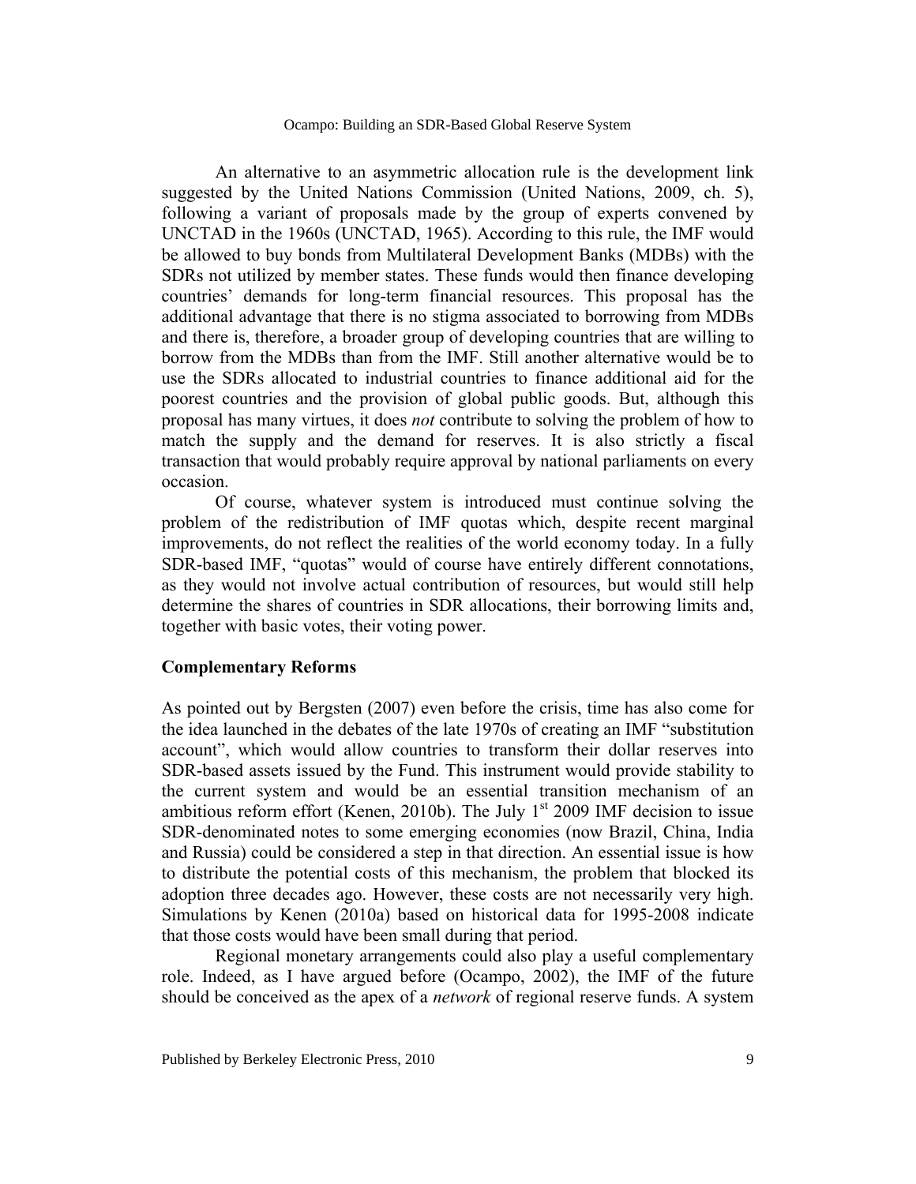An alternative to an asymmetric allocation rule is the development link suggested by the United Nations Commission (United Nations, 2009, ch. 5), following a variant of proposals made by the group of experts convened by UNCTAD in the 1960s (UNCTAD, 1965). According to this rule, the IMF would be allowed to buy bonds from Multilateral Development Banks (MDBs) with the SDRs not utilized by member states. These funds would then finance developing countries' demands for long-term financial resources. This proposal has the additional advantage that there is no stigma associated to borrowing from MDBs and there is, therefore, a broader group of developing countries that are willing to borrow from the MDBs than from the IMF. Still another alternative would be to use the SDRs allocated to industrial countries to finance additional aid for the poorest countries and the provision of global public goods. But, although this proposal has many virtues, it does *not* contribute to solving the problem of how to match the supply and the demand for reserves. It is also strictly a fiscal transaction that would probably require approval by national parliaments on every occasion.

Of course, whatever system is introduced must continue solving the problem of the redistribution of IMF quotas which, despite recent marginal improvements, do not reflect the realities of the world economy today. In a fully SDR-based IMF, "quotas" would of course have entirely different connotations, as they would not involve actual contribution of resources, but would still help determine the shares of countries in SDR allocations, their borrowing limits and, together with basic votes, their voting power.

## Complementary Reforms

As pointed out by Bergsten (2007) even before the crisis, time has also come for the idea launched in the debates of the late 1970s of creating an IMF "substitution account", which would allow countries to transform their dollar reserves into SDR-based assets issued by the Fund. This instrument would provide stability to the current system and would be an essential transition mechanism of an ambitious reform effort (Kenen, 2010b). The July 1st 2009 IMF decision to issue SDR-denominated notes to some emerging economies (now Brazil, China, India and Russia) could be considered a step in that direction. An essential issue is how to distribute the potential costs of this mechanism, the problem that blocked its adoption three decades ago. However, these costs are not necessarily very high. Simulations by Kenen (2010a) based on historical data for 1995-2008 indicate that those costs would have been small during that period.

Regional monetary arrangements could also play a useful complementary role. Indeed, as I have argued before (Ocampo, 2002), the IMF of the future should be conceived as the apex of a *network* of regional reserve funds. A system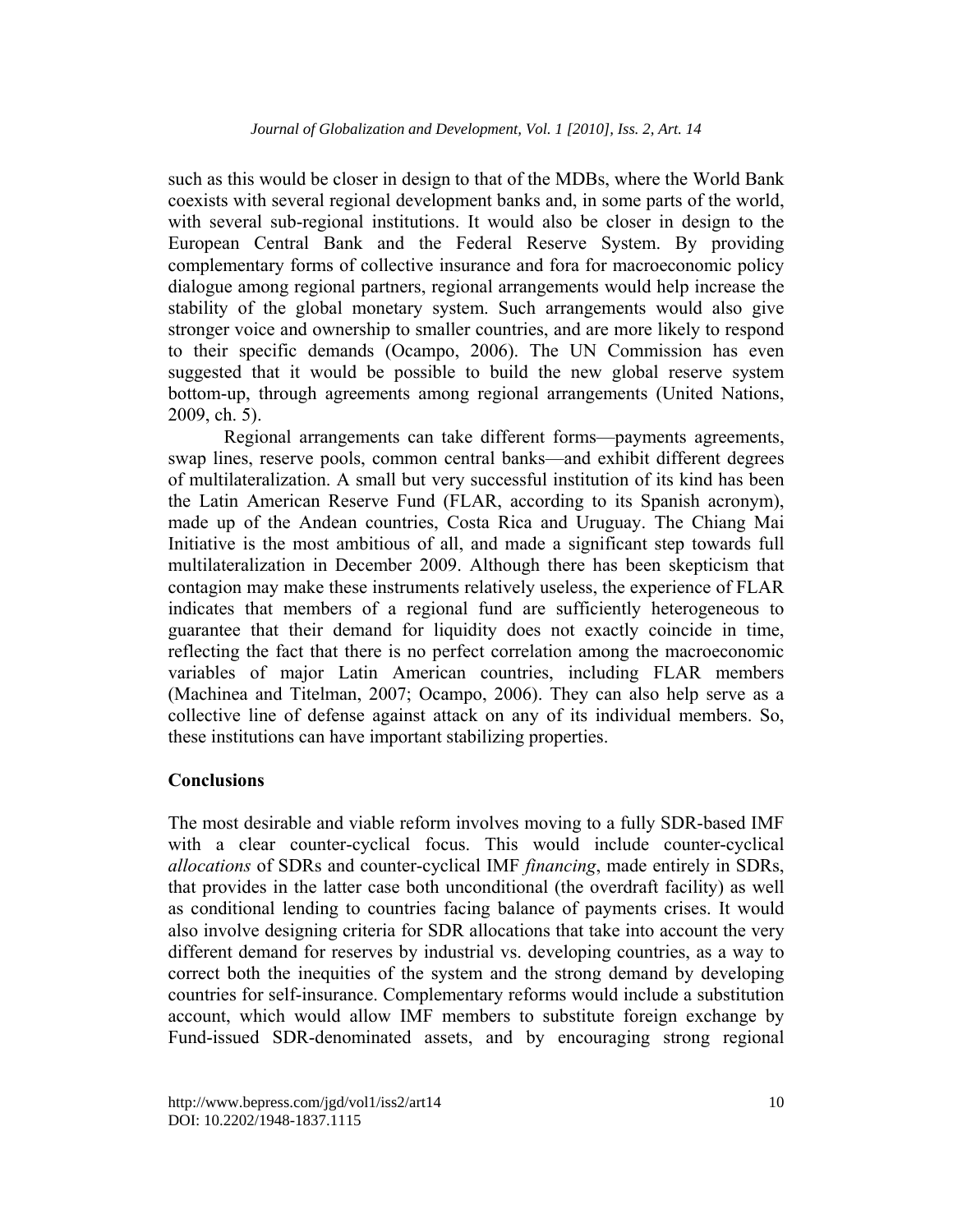such as this would be closer in design to that of the MDBs, where the World Bank coexists with several regional development banks and, in some parts of the world, with several sub-regional institutions. It would also be closer in design to the European Central Bank and the Federal Reserve System. By providing complementary forms of collective insurance and fora for macroeconomic policy dialogue among regional partners, regional arrangements would help increase the stability of the global monetary system. Such arrangements would also give stronger voice and ownership to smaller countries, and are more likely to respond to their specific demands (Ocampo, 2006). The UN Commission has even suggested that it would be possible to build the new global reserve system bottom-up, through agreements among regional arrangements (United Nations, 2009, ch. 5).

Regional arrangements can take different forms—payments agreements, swap lines, reserve pools, common central banks—and exhibit different degrees of multilateralization. A small but very successful institution of its kind has been the Latin American Reserve Fund (FLAR, according to its Spanish acronym), made up of the Andean countries, Costa Rica and Uruguay. The Chiang Mai Initiative is the most ambitious of all, and made a significant step towards full multilateralization in December 2009. Although there has been skepticism that contagion may make these instruments relatively useless, the experience of FLAR indicates that members of a regional fund are sufficiently heterogeneous to guarantee that their demand for liquidity does not exactly coincide in time, reflecting the fact that there is no perfect correlation among the macroeconomic variables of major Latin American countries, including FLAR members (Machinea and Titelman, 2007; Ocampo, 2006). They can also help serve as a collective line of defense against attack on any of its individual members. So, these institutions can have important stabilizing properties.

## Conclusions

The most desirable and viable reform involves moving to a fully SDR-based IMF with a clear counter-cyclical focus. This would include counter-cyclical *allocations* of SDRs and counter-cyclical IMF *financing*, made entirely in SDRs, that provides in the latter case both unconditional (the overdraft facility) as well as conditional lending to countries facing balance of payments crises. It would also involve designing criteria for SDR allocations that take into account the very different demand for reserves by industrial vs. developing countries, as a way to correct both the inequities of the system and the strong demand by developing countries for self-insurance. Complementary reforms would include a substitution account, which would allow IMF members to substitute foreign exchange by Fund-issued SDR-denominated assets, and by encouraging strong regional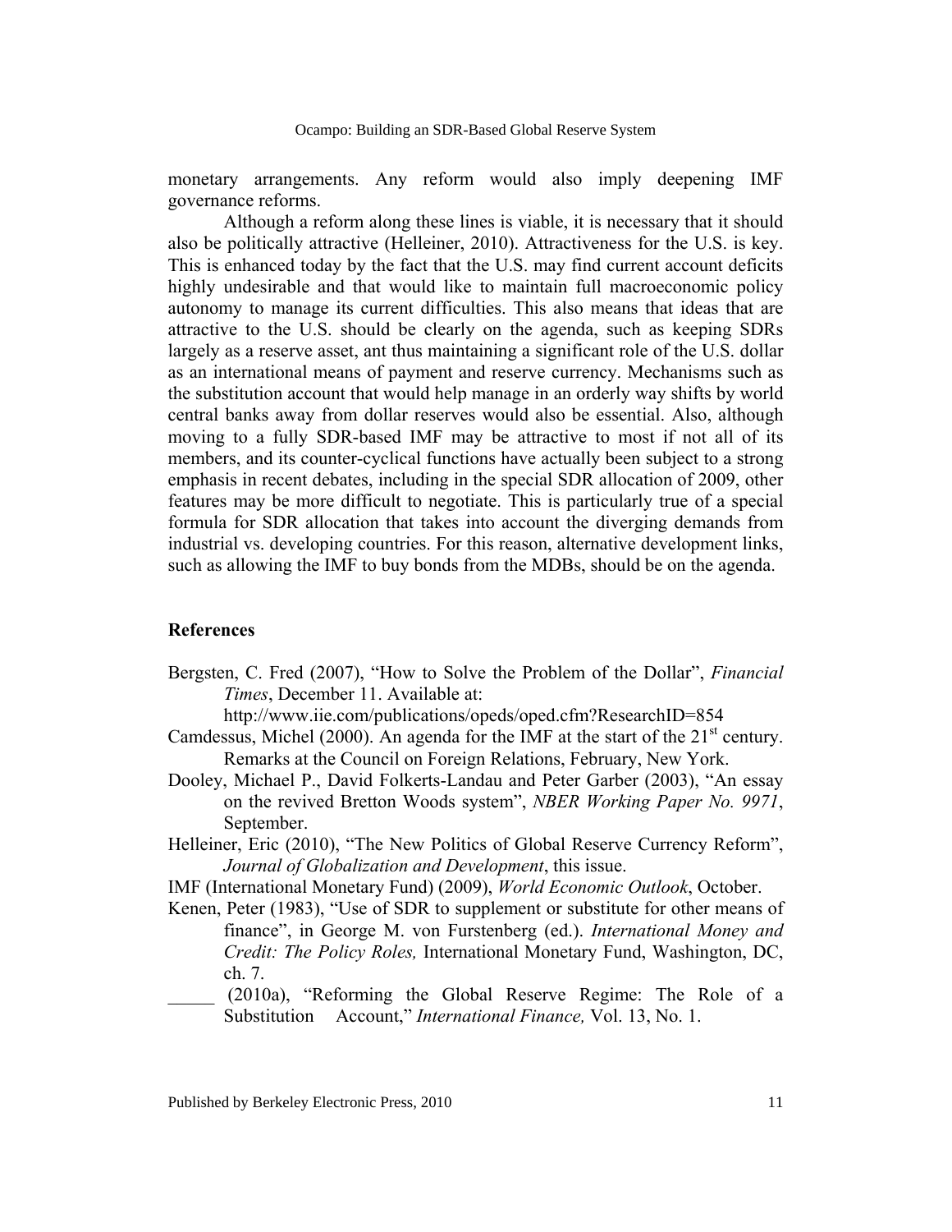monetary arrangements. Any reform would also imply deepening IMF governance reforms.

Although a reform along these lines is viable, it is necessary that it should also be politically attractive (Helleiner, 2010). Attractiveness for the U.S. is key. This is enhanced today by the fact that the U.S. may find current account deficits highly undesirable and that would like to maintain full macroeconomic policy autonomy to manage its current difficulties. This also means that ideas that are attractive to the U.S. should be clearly on the agenda, such as keeping SDRs largely as a reserve asset, ant thus maintaining a significant role of the U.S. dollar as an international means of payment and reserve currency. Mechanisms such as the substitution account that would help manage in an orderly way shifts by world central banks away from dollar reserves would also be essential. Also, although moving to a fully SDR-based IMF may be attractive to most if not all of its members, and its counter-cyclical functions have actually been subject to a strong emphasis in recent debates, including in the special SDR allocation of 2009, other features may be more difficult to negotiate. This is particularly true of a special formula for SDR allocation that takes into account the diverging demands from industrial vs. developing countries. For this reason, alternative development links, such as allowing the IMF to buy bonds from the MDBs, should be on the agenda.

## References

Bergsten, C. Fred (2007), "How to Solve the Problem of the Dollar", *Financial Times*, December 11. Available at: http://www.iie.com/publications/opeds/oped.cfm?ResearchID=854

Camdessus, Michel (2000). An agenda for the IMF at the start of the 21st century. Remarks at the Council on Foreign Relations, February, New York.

Dooley, Michael P., David Folkerts-Landau and Peter Garber (2003), "An essay on the revived Bretton Woods system", *NBER Working Paper No. 9971*, September.

Helleiner, Eric (2010), "The New Politics of Global Reserve Currency Reform", *Journal of Globalization and Development*, this issue.

IMF (International Monetary Fund) (2009), *World Economic Outlook*, October.

Kenen, Peter (1983), "Use of SDR to supplement or substitute for other means of finance", in George M. von Furstenberg (ed.). *International Money and Credit: The Policy Roles,* International Monetary Fund, Washington, DC, ch. 7.

_____ (2010a), "Reforming the Global Reserve Regime: The Role of a Substitution Account," *International Finance,* Vol. 13, No. 1.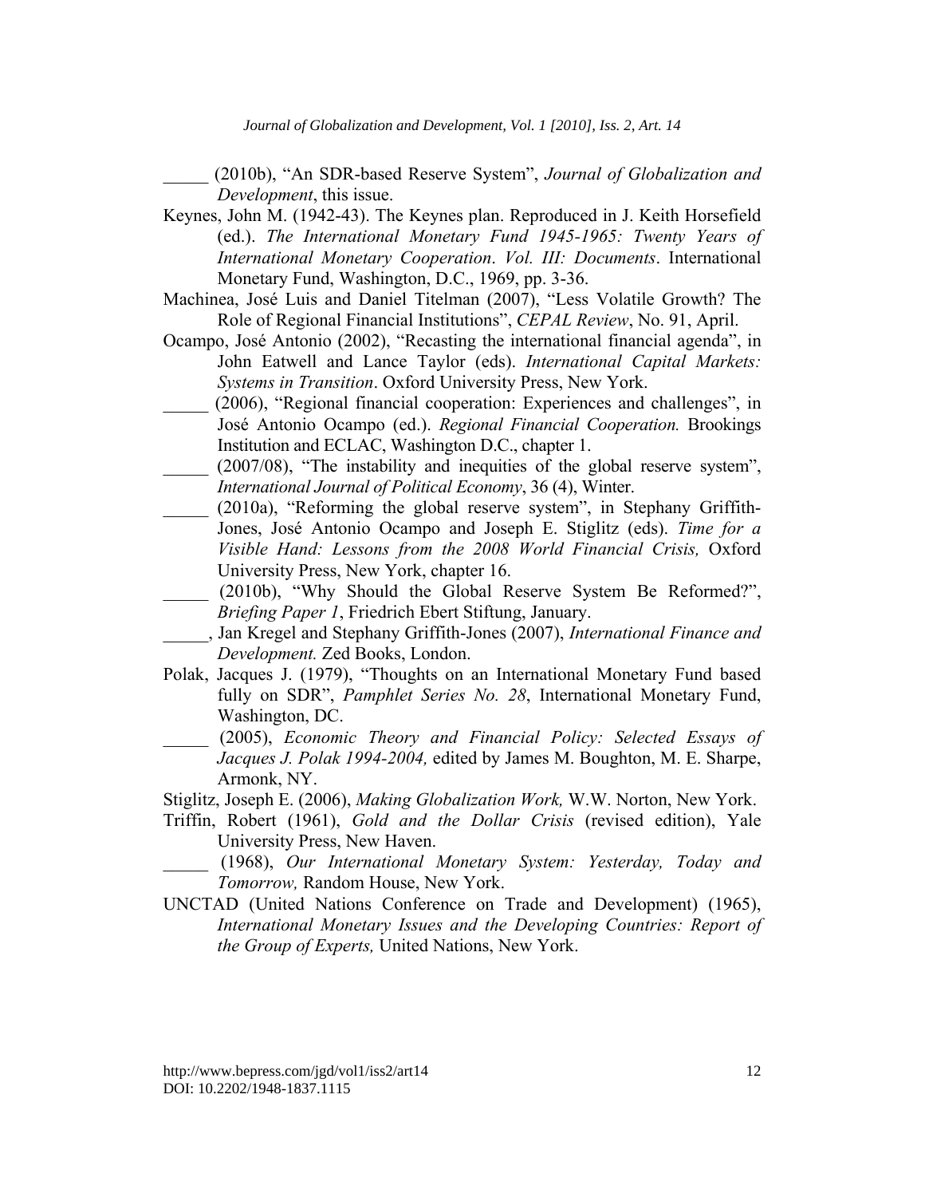_____ (2010b), "An SDR-based Reserve System", *Journal of Globalization and Development*, this issue.

Keynes, John M. (1942-43). The Keynes plan. Reproduced in J. Keith Horsefield (ed.). *The International Monetary Fund 1945-1965: Twenty Years of International Monetary Cooperation*. *Vol. III: Documents*. International Monetary Fund, Washington, D.C., 1969, pp. 3-36.

Machinea, José Luis and Daniel Titelman (2007), "Less Volatile Growth? The Role of Regional Financial Institutions", *CEPAL Review*, No. 91, April.

Ocampo, José Antonio (2002), "Recasting the international financial agenda", in John Eatwell and Lance Taylor (eds). *International Capital Markets: Systems in Transition*. Oxford University Press, New York.

_____ (2006), "Regional financial cooperation: Experiences and challenges", in José Antonio Ocampo (ed.). *Regional Financial Cooperation.* Brookings Institution and ECLAC, Washington D.C., chapter 1.

_____ (2007/08), "The instability and inequities of the global reserve system", *International Journal of Political Economy*, 36 (4), Winter.

_____ (2010a), "Reforming the global reserve system", in Stephany Griffith-Jones, José Antonio Ocampo and Joseph E. Stiglitz (eds). *Time for a Visible Hand: Lessons from the 2008 World Financial Crisis,* Oxford University Press, New York, chapter 16.

_____ (2010b), "Why Should the Global Reserve System Be Reformed?", *Briefing Paper 1*, Friedrich Ebert Stiftung, January.

_____, Jan Kregel and Stephany Griffith-Jones (2007), *International Finance and Development.* Zed Books, London.

Polak, Jacques J. (1979), "Thoughts on an International Monetary Fund based fully on SDR", *Pamphlet Series No. 28*, International Monetary Fund, Washington, DC.

_____ (2005), *Economic Theory and Financial Policy: Selected Essays of Jacques J. Polak 1994-2004,* edited by James M. Boughton, M. E. Sharpe, Armonk, NY.

Stiglitz, Joseph E. (2006), *Making Globalization Work,* W.W. Norton, New York.

Triffin, Robert (1961), *Gold and the Dollar Crisis* (revised edition), Yale University Press, New Haven.

_____ (1968), *Our International Monetary System: Yesterday, Today and Tomorrow,* Random House, New York.

UNCTAD (United Nations Conference on Trade and Development) (1965), *International Monetary Issues and the Developing Countries: Report of the Group of Experts,* United Nations, New York.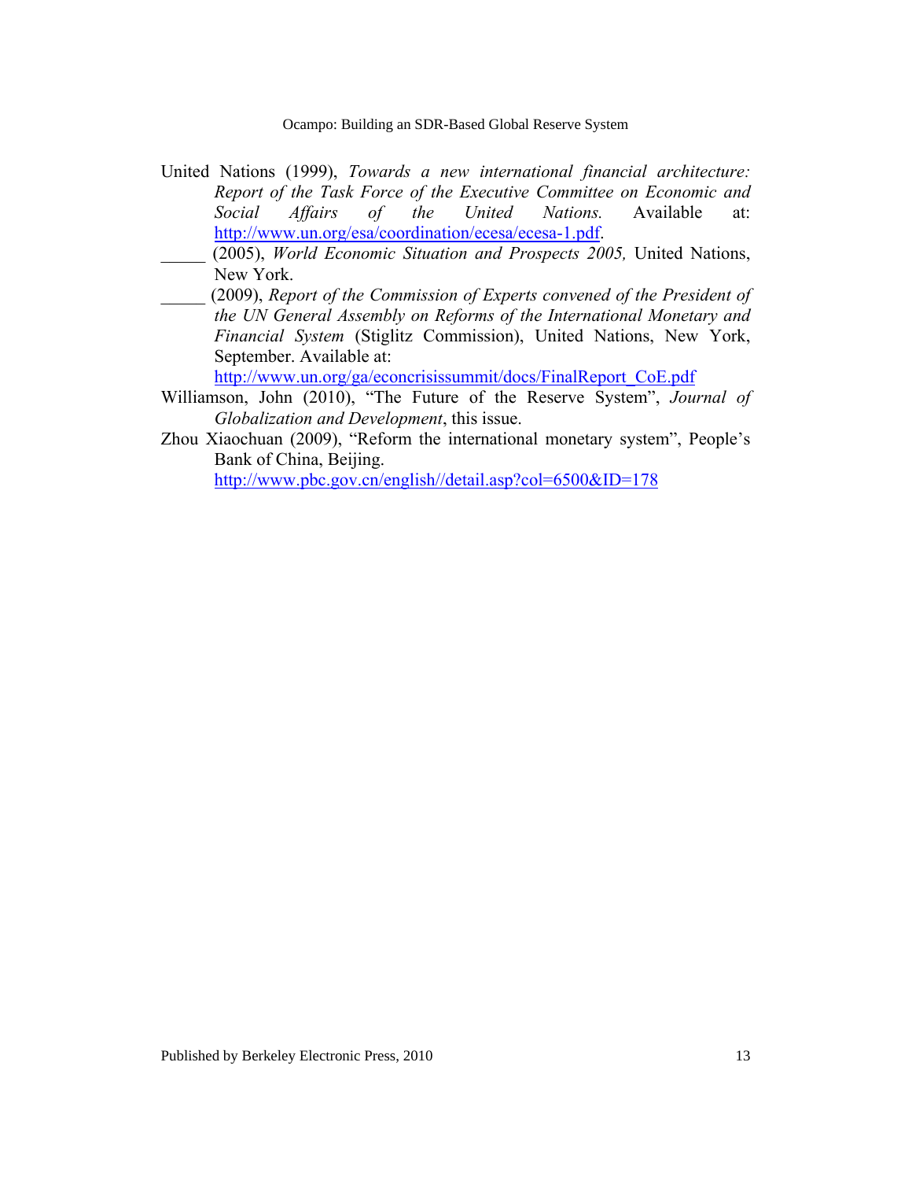United Nations (1999), *Towards a new international financial architecture: Report of the Task Force of the Executive Committee on Economic and Social Affairs of the United Nations.* Available at: http://www.un.org/esa/coordination/ecesa/ecesa-1.pdf.

_____ (2005), *World Economic Situation and Prospects 2005,* United Nations, New York.

_____ (2009), *Report of the Commission of Experts convened of the President of the UN General Assembly on Reforms of the International Monetary and Financial System* (Stiglitz Commission), United Nations, New York, September. Available at: http://www.un.org/ga/econcrisissummit/docs/FinalReport_CoE.pdf

Williamson, John (2010), "The Future of the Reserve System", *Journal of Globalization and Development*, this issue.

Zhou Xiaochuan (2009), "Reform the international monetary system", People's Bank of China, Beijing. http://www.pbc.gov.cn/english//detail.asp?col=6500&ID=178